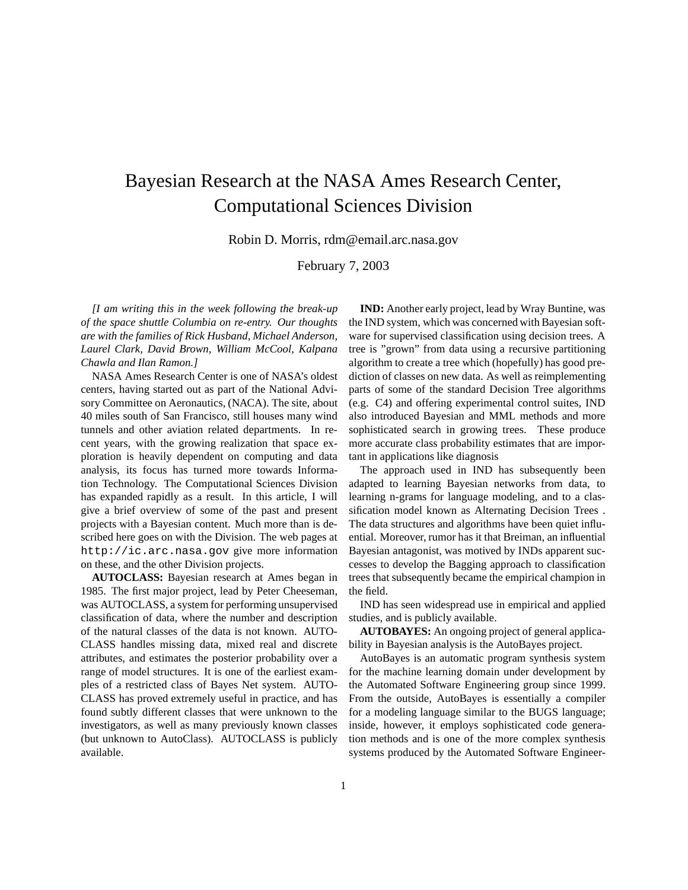# Bayesian Research at the NASA Ames Research Center, Computational Sciences Division

Robin D. Morris, rdm@email.arc.nasa.gov

February 7, 2003

*[I am writing this in the week following the break-up of the space shuttle Columbia on re-entry. Our thoughts are with the families of Rick Husband, Michael Anderson, Laurel Clark, David Brown, William McCool, Kalpana Chawla and Ilan Ramon.]*

NASA Ames Research Center is one of NASA's oldest centers, having started out as part of the National Advisory Committee on Aeronautics, (NACA). The site, about 40 miles south of San Francisco, still houses many wind tunnels and other aviation related departments. In recent years, with the growing realization that space exploration is heavily dependent on computing and data analysis, its focus has turned more towards Information Technology. The Computational Sciences Division has expanded rapidly as a result. In this article, I will give a brief overview of some of the past and present projects with a Bayesian content. Much more than is described here goes on with the Division. The web pages at `http://ic.arc.nasa.gov` give more information on these, and the other Division projects.

**AUTOCLASS:** Bayesian research at Ames began in 1985. The first major project, lead by Peter Cheeseman, was AUTOCLASS, a system for performing unsupervised classification of data, where the number and description of the natural classes of the data is not known. AUTOCLASS handles missing data, mixed real and discrete attributes, and estimates the posterior probability over a range of model structures. It is one of the earliest examples of a restricted class of Bayes Net system. AUTOCLASS has proved extremely useful in practice, and has found subtly different classes that were unknown to the investigators, as well as many previously known classes (but unknown to AutoClass). AUTOCLASS is publicly available.

**IND:** Another early project, lead by Wray Buntine, was the IND system, which was concerned with Bayesian software for supervised classification using decision trees. A tree is "grown" from data using a recursive partitioning algorithm to create a tree which (hopefully) has good prediction of classes on new data. As well as reimplementing parts of some of the standard Decision Tree algorithms (e.g. C4) and offering experimental control suites, IND also introduced Bayesian and MML methods and more sophisticated search in growing trees. These produce more accurate class probability estimates that are important in applications like diagnosis

The approach used in IND has subsequently been adapted to learning Bayesian networks from data, to learning n-grams for language modeling, and to a classification model known as Alternating Decision Trees . The data structures and algorithms have been quiet influential. Moreover, rumor has it that Breiman, an influential Bayesian antagonist, was motived by INDs apparent successes to develop the Bagging approach to classification trees that subsequently became the empirical champion in the field.

IND has seen widespread use in empirical and applied studies, and is publicly available.

**AUTOBAYES:** An ongoing project of general applicability in Bayesian analysis is the AutoBayes project.

AutoBayes is an automatic program synthesis system for the machine learning domain under development by the Automated Software Engineering group since 1999. From the outside, AutoBayes is essentially a compiler for a modeling language similar to the BUGS language; inside, however, it employs sophisticated code generation methods and is one of the more complex synthesis systems produced by the Automated Software Engineer-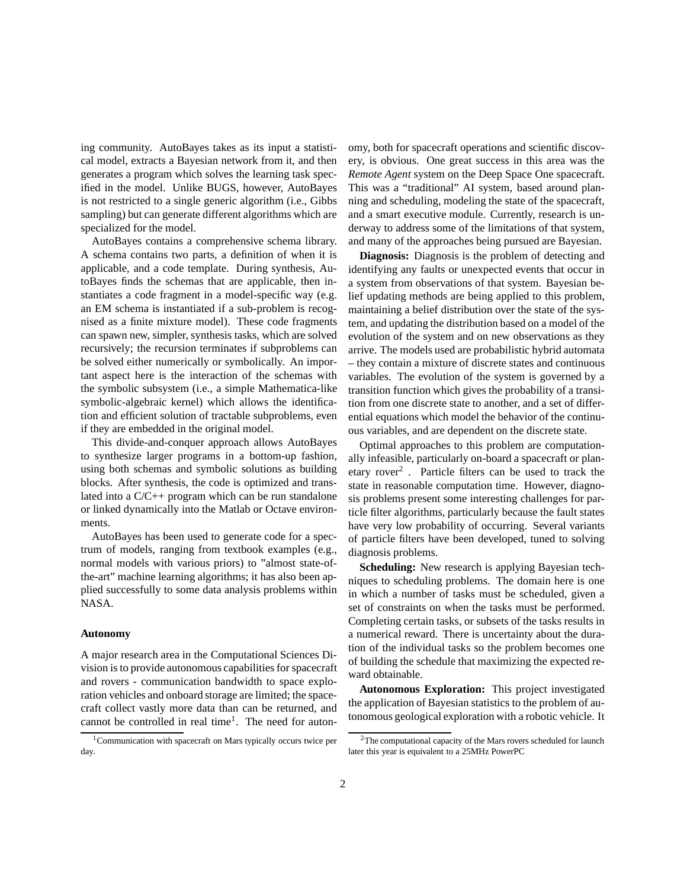ing community. AutoBayes takes as its input a statistical model, extracts a Bayesian network from it, and then generates a program which solves the learning task specified in the model. Unlike BUGS, however, AutoBayes is not restricted to a single generic algorithm (i.e., Gibbs sampling) but can generate different algorithms which are specialized for the model.

AutoBayes contains a comprehensive schema library. A schema contains two parts, a definition of when it is applicable, and a code template. During synthesis, AutoBayes finds the schemas that are applicable, then instantiates a code fragment in a model-specific way (e.g. an EM schema is instantiated if a sub-problem is recognised as a finite mixture model). These code fragments can spawn new, simpler, synthesis tasks, which are solved recursively; the recursion terminates if subproblems can be solved either numerically or symbolically. An important aspect here is the interaction of the schemas with the symbolic subsystem (i.e., a simple Mathematica-like symbolic-algebraic kernel) which allows the identification and efficient solution of tractable subproblems, even if they are embedded in the original model.

This divide-and-conquer approach allows AutoBayes to synthesize larger programs in a bottom-up fashion, using both schemas and symbolic solutions as building blocks. After synthesis, the code is optimized and translated into a C/C++ program which can be run standalone or linked dynamically into the Matlab or Octave environments.

AutoBayes has been used to generate code for a spectrum of models, ranging from textbook examples (e.g., normal models with various priors) to "almost state-of-the-art" machine learning algorithms; it has also been applied successfully to some data analysis problems within NASA.

#### Autonomy

A major research area in the Computational Sciences Division is to provide autonomous capabilities for spacecraft and rovers - communication bandwidth to space exploration vehicles and onboard storage are limited; the spacecraft collect vastly more data than can be returned, and cannot be controlled in real time[1]. The need for autonomy, both for spacecraft operations and scientific discovery, is obvious. One great success in this area was the *Remote Agent* system on the Deep Space One spacecraft. This was a "traditional" AI system, based around planning and scheduling, modeling the state of the spacecraft, and a smart executive module. Currently, research is underway to address some of the limitations of that system, and many of the approaches being pursued are Bayesian.

**Diagnosis:** Diagnosis is the problem of detecting and identifying any faults or unexpected events that occur in a system from observations of that system. Bayesian belief updating methods are being applied to this problem, maintaining a belief distribution over the state of the system, and updating the distribution based on a model of the evolution of the system and on new observations as they arrive. The models used are probabilistic hybrid automata – they contain a mixture of discrete states and continuous variables. The evolution of the system is governed by a transition function which gives the probability of a transition from one discrete state to another, and a set of differential equations which model the behavior of the continuous variables, and are dependent on the discrete state.

Optimal approaches to this problem are computationally infeasible, particularly on-board a spacecraft or planetary rover[2]. Particle filters can be used to track the state in reasonable computation time. However, diagnosis problems present some interesting challenges for particle filter algorithms, particularly because the fault states have very low probability of occurring. Several variants of particle filters have been developed, tuned to solving diagnosis problems.

**Scheduling:** New research is applying Bayesian techniques to scheduling problems. The domain here is one in which a number of tasks must be scheduled, given a set of constraints on when the tasks must be performed. Completing certain tasks, or subsets of the tasks results in a numerical reward. There is uncertainty about the duration of the individual tasks so the problem becomes one of building the schedule that maximizing the expected reward obtainable.

**Autonomous Exploration:** This project investigated the application of Bayesian statistics to the problem of autonomous geological exploration with a robotic vehicle. It

[1] Communication with spacecraft on Mars typically occurs twice per day.

[2] The computational capacity of the Mars rovers scheduled for launch later this year is equivalent to a 25MHz PowerPC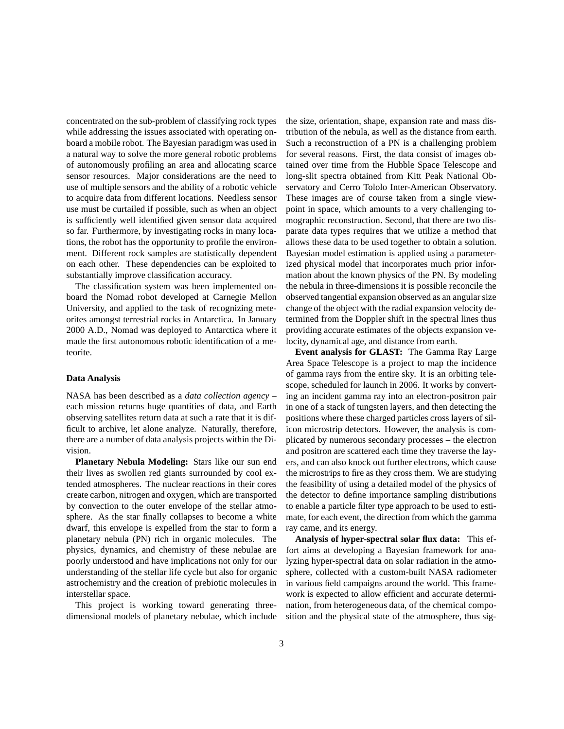concentrated on the sub-problem of classifying rock types while addressing the issues associated with operating onboard a mobile robot. The Bayesian paradigm was used in a natural way to solve the more general robotic problems of autonomously profiling an area and allocating scarce sensor resources. Major considerations are the need to use of multiple sensors and the ability of a robotic vehicle to acquire data from different locations. Needless sensor use must be curtailed if possible, such as when an object is sufficiently well identified given sensor data acquired so far. Furthermore, by investigating rocks in many locations, the robot has the opportunity to profile the environment. Different rock samples are statistically dependent on each other. These dependencies can be exploited to substantially improve classification accuracy.

The classification system was been implemented onboard the Nomad robot developed at Carnegie Mellon University, and applied to the task of recognizing meteorites amongst terrestrial rocks in Antarctica. In January 2000 A.D., Nomad was deployed to Antarctica where it made the first autonomous robotic identification of a meteorite.

### Data Analysis

NASA has been described as a *data collection agency* – each mission returns huge quantities of data, and Earth observing satellites return data at such a rate that it is difficult to archive, let alone analyze. Naturally, therefore, there are a number of data analysis projects within the Division.

**Planetary Nebula Modeling:** Stars like our sun end their lives as swollen red giants surrounded by cool extended atmospheres. The nuclear reactions in their cores create carbon, nitrogen and oxygen, which are transported by convection to the outer envelope of the stellar atmosphere. As the star finally collapses to become a white dwarf, this envelope is expelled from the star to form a planetary nebula (PN) rich in organic molecules. The physics, dynamics, and chemistry of these nebulae are poorly understood and have implications not only for our understanding of the stellar life cycle but also for organic astrochemistry and the creation of prebiotic molecules in interstellar space.

This project is working toward generating three-dimensional models of planetary nebulae, which include the size, orientation, shape, expansion rate and mass distribution of the nebula, as well as the distance from earth. Such a reconstruction of a PN is a challenging problem for several reasons. First, the data consist of images obtained over time from the Hubble Space Telescope and long-slit spectra obtained from Kitt Peak National Observatory and Cerro Tololo Inter-American Observatory. These images are of course taken from a single viewpoint in space, which amounts to a very challenging tomographic reconstruction. Second, that there are two disparate data types requires that we utilize a method that allows these data to be used together to obtain a solution. Bayesian model estimation is applied using a parameterized physical model that incorporates much prior information about the known physics of the PN. By modeling the nebula in three-dimensions it is possible reconcile the observed tangential expansion observed as an angular size change of the object with the radial expansion velocity determined from the Doppler shift in the spectral lines thus providing accurate estimates of the objects expansion velocity, dynamical age, and distance from earth.

**Event analysis for GLAST:** The Gamma Ray Large Area Space Telescope is a project to map the incidence of gamma rays from the entire sky. It is an orbiting telescope, scheduled for launch in 2006. It works by converting an incident gamma ray into an electron-positron pair in one of a stack of tungsten layers, and then detecting the positions where these charged particles cross layers of silicon microstrip detectors. However, the analysis is complicated by numerous secondary processes – the electron and positron are scattered each time they traverse the layers, and can also knock out further electrons, which cause the microstrips to fire as they cross them. We are studying the feasibility of using a detailed model of the physics of the detector to define importance sampling distributions to enable a particle filter type approach to be used to estimate, for each event, the direction from which the gamma ray came, and its energy.

**Analysis of hyper-spectral solar flux data:** This effort aims at developing a Bayesian framework for analyzing hyper-spectral data on solar radiation in the atmosphere, collected with a custom-built NASA radiometer in various field campaigns around the world. This framework is expected to allow efficient and accurate determination, from heterogeneous data, of the chemical composition and the physical state of the atmosphere, thus sig-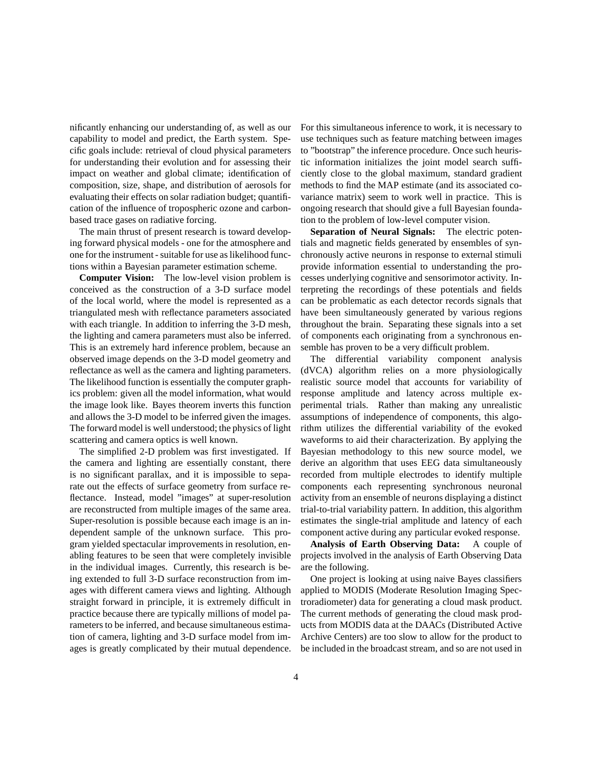nificantly enhancing our understanding of, as well as our capability to model and predict, the Earth system. Specific goals include: retrieval of cloud physical parameters for understanding their evolution and for assessing their impact on weather and global climate; identification of composition, size, shape, and distribution of aerosols for evaluating their effects on solar radiation budget; quantification of the influence of tropospheric ozone and carbon-based trace gases on radiative forcing.

The main thrust of present research is toward developing forward physical models - one for the atmosphere and one for the instrument - suitable for use as likelihood functions within a Bayesian parameter estimation scheme.

**Computer Vision:** The low-level vision problem is conceived as the construction of a 3-D surface model of the local world, where the model is represented as a triangulated mesh with reflectance parameters associated with each triangle. In addition to inferring the 3-D mesh, the lighting and camera parameters must also be inferred. This is an extremely hard inference problem, because an observed image depends on the 3-D model geometry and reflectance as well as the camera and lighting parameters. The likelihood function is essentially the computer graphics problem: given all the model information, what would the image look like. Bayes theorem inverts this function and allows the 3-D model to be inferred given the images. The forward model is well understood; the physics of light scattering and camera optics is well known.

The simplified 2-D problem was first investigated. If the camera and lighting are essentially constant, there is no significant parallax, and it is impossible to separate out the effects of surface geometry from surface reflectance. Instead, model "images" at super-resolution are reconstructed from multiple images of the same area. Super-resolution is possible because each image is an independent sample of the unknown surface. This program yielded spectacular improvements in resolution, enabling features to be seen that were completely invisible in the individual images. Currently, this research is being extended to full 3-D surface reconstruction from images with different camera views and lighting. Although straight forward in principle, it is extremely difficult in practice because there are typically millions of model parameters to be inferred, and because simultaneous estimation of camera, lighting and 3-D surface model from images is greatly complicated by their mutual dependence. For this simultaneous inference to work, it is necessary to use techniques such as feature matching between images to "bootstrap" the inference procedure. Once such heuristic information initializes the joint model search sufficiently close to the global maximum, standard gradient methods to find the MAP estimate (and its associated covariance matrix) seem to work well in practice. This is ongoing research that should give a full Bayesian foundation to the problem of low-level computer vision.

**Separation of Neural Signals:** The electric potentials and magnetic fields generated by ensembles of synchronously active neurons in response to external stimuli provide information essential to understanding the processes underlying cognitive and sensorimotor activity. Interpreting the recordings of these potentials and fields can be problematic as each detector records signals that have been simultaneously generated by various regions throughout the brain. Separating these signals into a set of components each originating from a synchronous ensemble has proven to be a very difficult problem.

The differential variability component analysis (dVCA) algorithm relies on a more physiologically realistic source model that accounts for variability of response amplitude and latency across multiple experimental trials. Rather than making any unrealistic assumptions of independence of components, this algorithm utilizes the differential variability of the evoked waveforms to aid their characterization. By applying the Bayesian methodology to this new source model, we derive an algorithm that uses EEG data simultaneously recorded from multiple electrodes to identify multiple components each representing synchronous neuronal activity from an ensemble of neurons displaying a distinct trial-to-trial variability pattern. In addition, this algorithm estimates the single-trial amplitude and latency of each component active during any particular evoked response.

**Analysis of Earth Observing Data:** A couple of projects involved in the analysis of Earth Observing Data are the following.

One project is looking at using naive Bayes classifiers applied to MODIS (Moderate Resolution Imaging Spectroradiometer) data for generating a cloud mask product. The current methods of generating the cloud mask products from MODIS data at the DAACs (Distributed Active Archive Centers) are too slow to allow for the product to be included in the broadcast stream, and so are not used in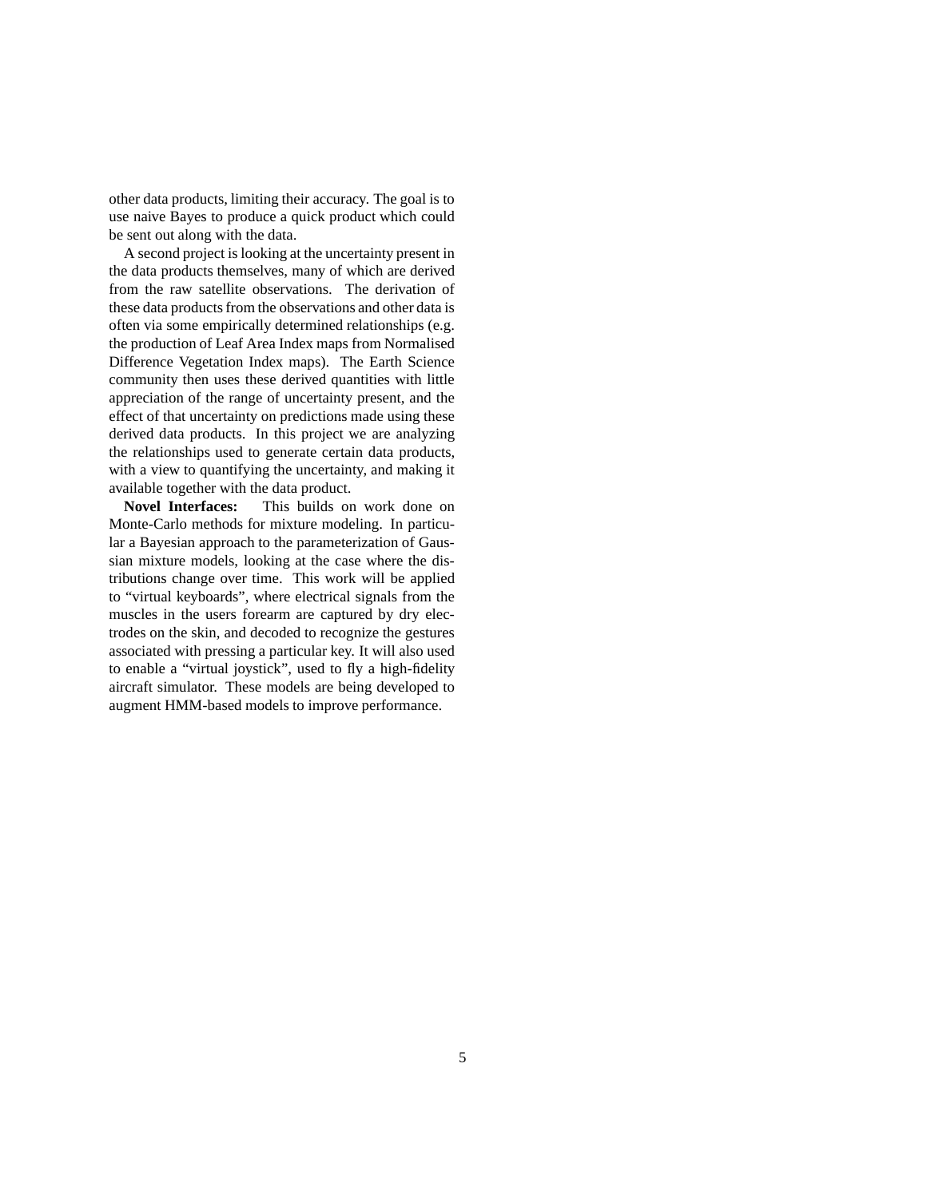other data products, limiting their accuracy. The goal is to use naive Bayes to produce a quick product which could be sent out along with the data.

A second project is looking at the uncertainty present in the data products themselves, many of which are derived from the raw satellite observations. The derivation of these data products from the observations and other data is often via some empirically determined relationships (e.g. the production of Leaf Area Index maps from Normalised Difference Vegetation Index maps). The Earth Science community then uses these derived quantities with little appreciation of the range of uncertainty present, and the effect of that uncertainty on predictions made using these derived data products. In this project we are analyzing the relationships used to generate certain data products, with a view to quantifying the uncertainty, and making it available together with the data product.

**Novel Interfaces:** This builds on work done on Monte-Carlo methods for mixture modeling. In particular a Bayesian approach to the parameterization of Gaussian mixture models, looking at the case where the distributions change over time. This work will be applied to "virtual keyboards", where electrical signals from the muscles in the users forearm are captured by dry electrodes on the skin, and decoded to recognize the gestures associated with pressing a particular key. It will also used to enable a "virtual joystick", used to fly a high-fidelity aircraft simulator. These models are being developed to augment HMM-based models to improve performance.